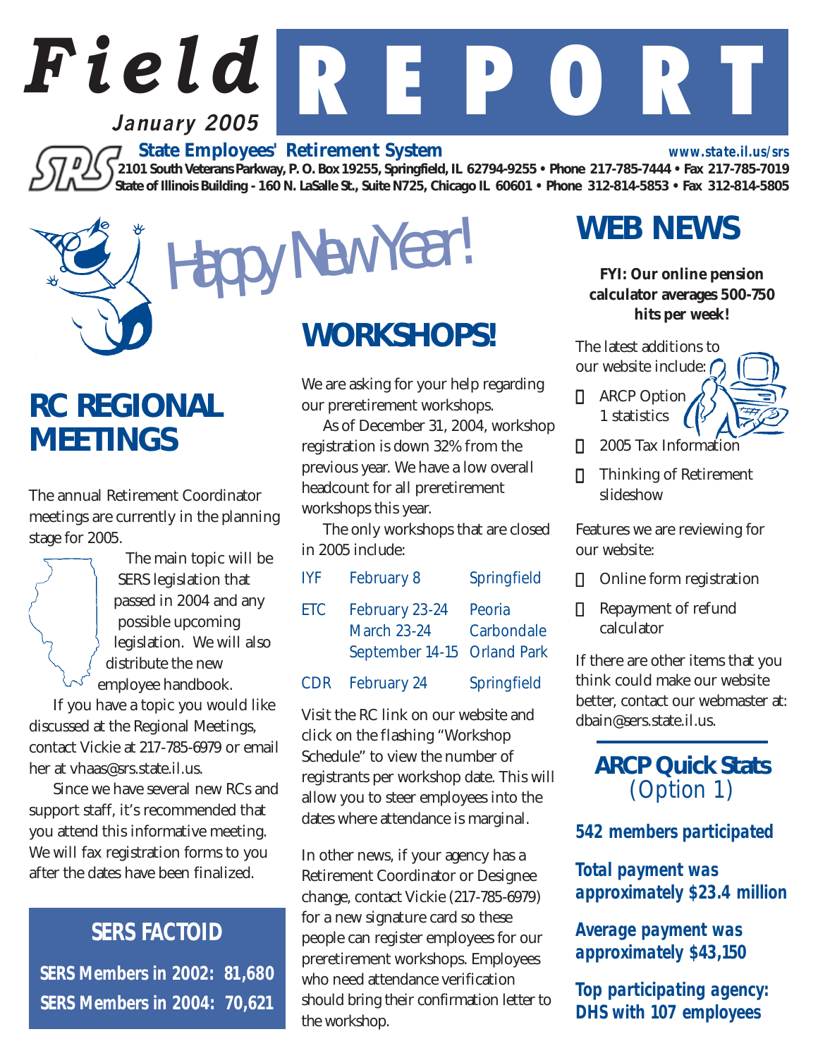# Field REPORT

**January 2005**

**State Employees' Retirement System**

www.state.il.us/srs

2101 South Veterans Parkway, P. O. Box 19255, Springfield, IL 62794-9255 • Phone 217-785-7444 • Fax 217-785-7019
State of Illinois Building - 160 N. LaSalle St., Suite N725, Chicago IL 60601 • Phone 312-814-5853 • Fax 312-814-5805

Happy New Year!

## RC REGIONAL MEETINGS

The annual Retirement Coordinator meetings are currently in the planning stage for 2005.

The main topic will be SERS legislation that passed in 2004 and any possible upcoming legislation. We will also distribute the new employee handbook.

If you have a topic you would like discussed at the Regional Meetings, contact Vickie at 217-785-6979 or email her at vhaas@srs.state.il.us.

Since we have several new RCs and support staff, it's recommended that you attend this informative meeting. We will fax registration forms to you after the dates have been finalized.

### SERS FACTOID

**SERS Members in 2002: 81,680**
**SERS Members in 2004: 70,621**

## WORKSHOPS!

We are asking for your help regarding our preretirement workshops.

As of December 31, 2004, workshop registration is down 32% from the previous year. We have a low overall headcount for all preretirement workshops this year.

The only workshops that are closed in 2005 include:

| | | |
|---|---|---|
| IYF | February 8 | Springfield |
| ETC | February 23-24 | Peoria |
| | March 23-24 | Carbondale |
| | September 14-15 | Orland Park |
| CDR | February 24 | Springfield |

Visit the RC link on our website and click on the flashing "Workshop Schedule" to view the number of registrants per workshop date. This will allow you to steer employees into the dates where attendance is marginal.

In other news, if your agency has a Retirement Coordinator or Designee change, contact Vickie (217-785-6979) for a new signature card so these people can register employees for our preretirement workshops. Employees who need attendance verification should bring their confirmation letter to the workshop.

## WEB NEWS

**FYI: Our online pension calculator averages 500-750 hits per week!**

The latest additions to our website include:

- ARCP Option 1 statistics
- 2005 Tax Information
- Thinking of Retirement slideshow

Features we are reviewing for our website:

- Online form registration
- Repayment of refund calculator

If there are other items that you think could make our website better, contact our webmaster at: dbain@sers.state.il.us.

### ARCP Quick Stats (Option 1)

***542 members participated***

***Total payment was approximately $23.4 million***

***Average payment was approximately $43,150***

***Top participating agency: DHS with 107 employees***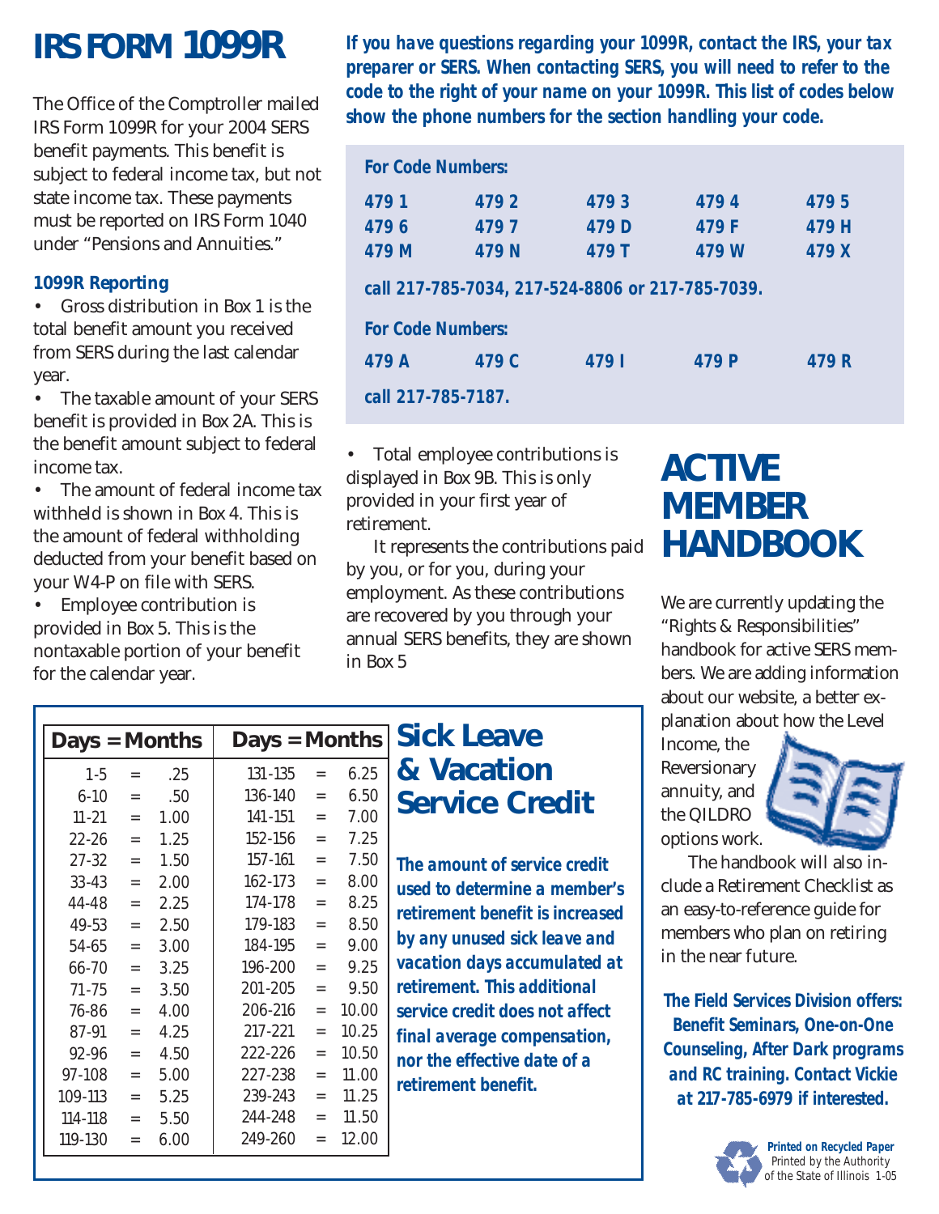# IRS FORM 1099R

The Office of the Comptroller mailed IRS Form 1099R for your 2004 SERS benefit payments. This benefit is subject to federal income tax, but not state income tax. These payments must be reported on IRS Form 1040 under "Pensions and Annuities."

### 1099R Reporting

- Gross distribution in Box 1 is the total benefit amount you received from SERS during the last calendar year.
- The taxable amount of your SERS benefit is provided in Box 2A. This is the benefit amount subject to federal income tax.
- The amount of federal income tax withheld is shown in Box 4. This is the amount of federal withholding deducted from your benefit based on your W4-P on file with SERS.
- Employee contribution is provided in Box 5. This is the nontaxable portion of your benefit for the calendar year.

***If you have questions regarding your 1099R, contact the IRS, your tax preparer or SERS. When contacting SERS, you will need to refer to the code to the right of your name on your 1099R. This list of codes below show the phone numbers for the section handling your code.***

**For Code Numbers:**

| | | | | |
|---|---|---|---|---|
| 479 1 | 479 2 | 479 3 | 479 4 | 479 5 |
| 479 6 | 479 7 | 479 D | 479 F | 479 H |
| 479 M | 479 N | 479 T | 479 W | 479 X |

**call 217-785-7034, 217-524-8806 or 217-785-7039.**

**For Code Numbers:**

| | | | | |
|---|---|---|---|---|
| 479 A | 479 C | 479 I | 479 P | 479 R |

**call 217-785-7187.**

- Total employee contributions is displayed in Box 9B. This is only provided in your first year of retirement.

It represents the contributions paid by you, or for you, during your employment. As these contributions are recovered by you through your annual SERS benefits, they are shown in Box 5

## Sick Leave & Vacation Service Credit

***The amount of service credit used to determine a member's retirement benefit is increased by any unused sick leave and vacation days accumulated at retirement. This additional service credit does not affect final average compensation, nor the effective date of a retirement benefit.***

| Days | = | Months | Days | = | Months |
|---|---|---|---|---|---|
| 1-5 | = | .25 | 131-135 | = | 6.25 |
| 6-10 | = | .50 | 136-140 | = | 6.50 |
| 11-21 | = | 1.00 | 141-151 | = | 7.00 |
| 22-26 | = | 1.25 | 152-156 | = | 7.25 |
| 27-32 | = | 1.50 | 157-161 | = | 7.50 |
| 33-43 | = | 2.00 | 162-173 | = | 8.00 |
| 44-48 | = | 2.25 | 174-178 | = | 8.25 |
| 49-53 | = | 2.50 | 179-183 | = | 8.50 |
| 54-65 | = | 3.00 | 184-195 | = | 9.00 |
| 66-70 | = | 3.25 | 196-200 | = | 9.25 |
| 71-75 | = | 3.50 | 201-205 | = | 9.50 |
| 76-86 | = | 4.00 | 206-216 | = | 10.00 |
| 87-91 | = | 4.25 | 217-221 | = | 10.25 |
| 92-96 | = | 4.50 | 222-226 | = | 10.50 |
| 97-108 | = | 5.00 | 227-238 | = | 11.00 |
| 109-113 | = | 5.25 | 239-243 | = | 11.25 |
| 114-118 | = | 5.50 | 244-248 | = | 11.50 |
| 119-130 | = | 6.00 | 249-260 | = | 12.00 |

# ACTIVE MEMBER HANDBOOK

We are currently updating the "Rights & Responsibilities" handbook for active SERS members. We are adding information about our website, a better explanation about how the Level Income, the Reversionary annuity, and the QILDRO options work.

The handbook will also include a Retirement Checklist as an easy-to-reference guide for members who plan on retiring in the near future.

***The Field Services Division offers: Benefit Seminars, One-on-One Counseling, After Dark programs and RC training. Contact Vickie at 217-785-6979 if interested.***

**Printed on Recycled Paper**
Printed by the Authority of the State of Illinois 1-05